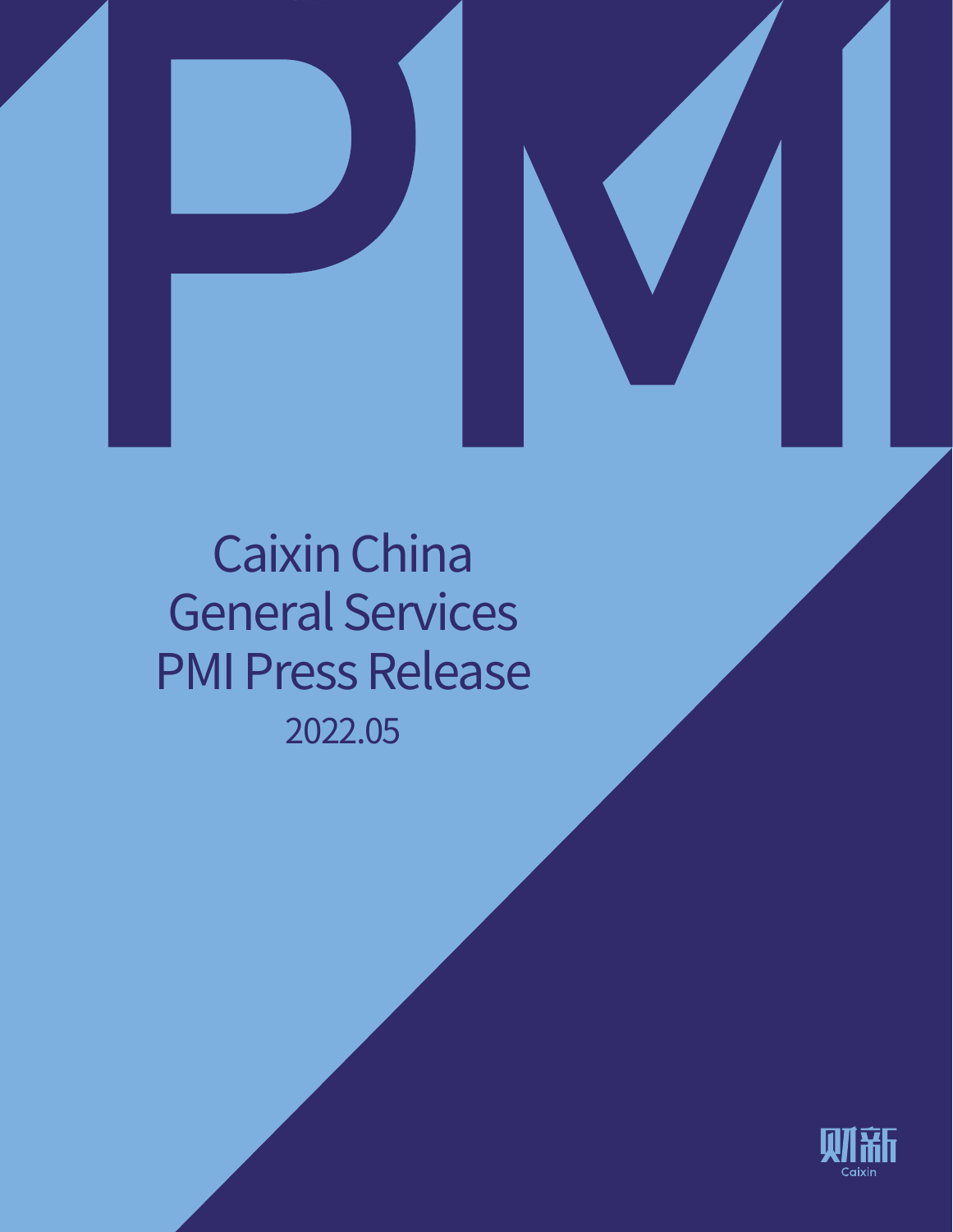# Caixin China General Services PMI Press Release

2022.05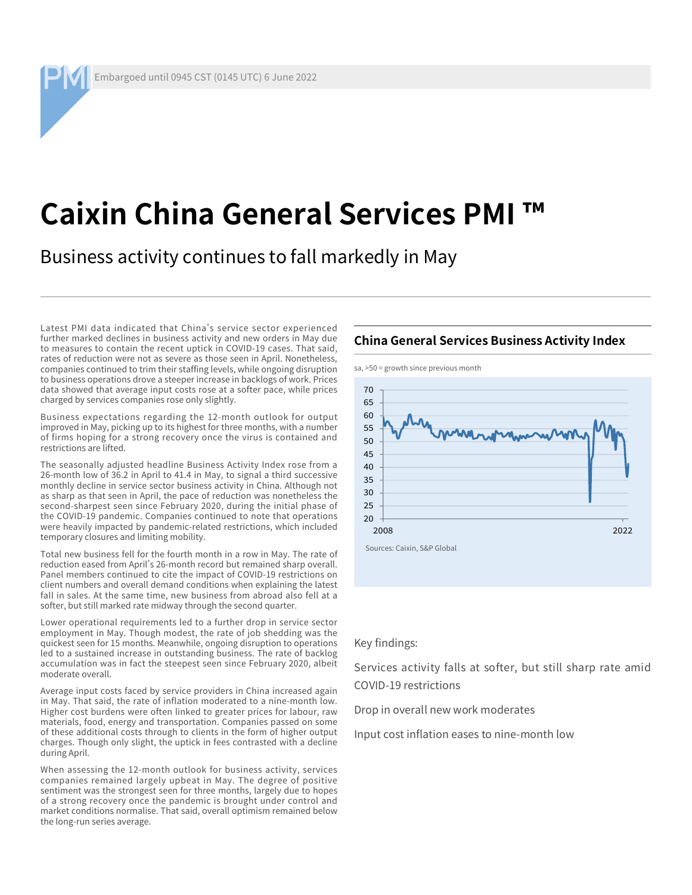Embargoed until 0945 CST (0145 UTC) 6 June 2022

# Caixin China General Services PMI ™

## Business activity continues to fall markedly in May

Latest PMI data indicated that China's service sector experienced further marked declines in business activity and new orders in May due to measures to contain the recent uptick in COVID-19 cases. That said, rates of reduction were not as severe as those seen in April. Nonetheless, companies continued to trim their staffing levels, while ongoing disruption to business operations drove a steeper increase in backlogs of work. Prices data showed that average input costs rose at a softer pace, while prices charged by services companies rose only slightly.

Business expectations regarding the 12-month outlook for output improved in May, picking up to its highest for three months, with a number of firms hoping for a strong recovery once the virus is contained and restrictions are lifted.

The seasonally adjusted headline Business Activity Index rose from a 26-month low of 36.2 in April to 41.4 in May, to signal a third successive monthly decline in service sector business activity in China. Although not as sharp as that seen in April, the pace of reduction was nonetheless the second-sharpest seen since February 2020, during the initial phase of the COVID-19 pandemic. Companies continued to note that operations were heavily impacted by pandemic-related restrictions, which included temporary closures and limiting mobility.

Total new business fell for the fourth month in a row in May. The rate of reduction eased from April's 26-month record but remained sharp overall. Panel members continued to cite the impact of COVID-19 restrictions on client numbers and overall demand conditions when explaining the latest fall in sales. At the same time, new business from abroad also fell at a softer, but still marked rate midway through the second quarter.

Lower operational requirements led to a further drop in service sector employment in May. Though modest, the rate of job shedding was the quickest seen for 15 months. Meanwhile, ongoing disruption to operations led to a sustained increase in outstanding business. The rate of backlog accumulation was in fact the steepest seen since February 2020, albeit moderate overall.

Average input costs faced by service providers in China increased again in May. That said, the rate of inflation moderated to a nine-month low. Higher cost burdens were often linked to greater prices for labour, raw materials, food, energy and transportation. Companies passed on some of these additional costs through to clients in the form of higher output charges. Though only slight, the uptick in fees contrasted with a decline during April.

When assessing the 12-month outlook for business activity, services companies remained largely upbeat in May. The degree of positive sentiment was the strongest seen for three months, largely due to hopes of a strong recovery once the pandemic is brought under control and market conditions normalise. That said, overall optimism remained below the long-run series average.

### China General Services Business Activity Index

sa, >50 = growth since previous month

Sources: Caixin, S&P Global

Key findings:

Services activity falls at softer, but still sharp rate amid COVID-19 restrictions

Drop in overall new work moderates

Input cost inflation eases to nine-month low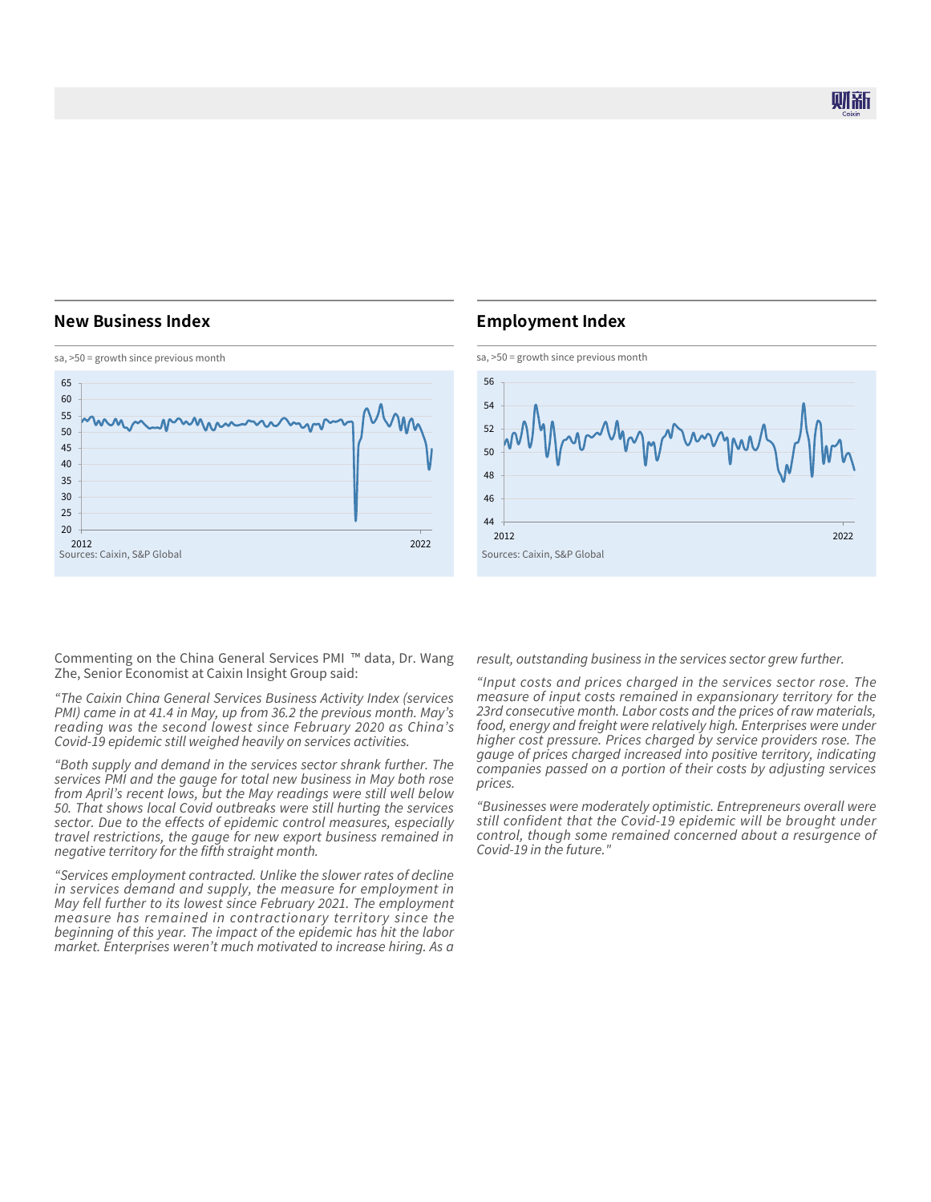## New Business Index

sa, >50 = growth since previous month

Sources: Caixin, S&P Global

## Employment Index

sa, >50 = growth since previous month

Sources: Caixin, S&P Global

Commenting on the China General Services PMI ™ data, Dr. Wang Zhe, Senior Economist at Caixin Insight Group said:

*“The Caixin China General Services Business Activity Index (services PMI) came in at 41.4 in May, up from 36.2 the previous month. May’s reading was the second lowest since February 2020 as China’s Covid-19 epidemic still weighed heavily on services activities.*

*“Both supply and demand in the services sector shrank further. The services PMI and the gauge for total new business in May both rose from April’s recent lows, but the May readings were still well below 50. That shows local Covid outbreaks were still hurting the services sector. Due to the effects of epidemic control measures, especially travel restrictions, the gauge for new export business remained in negative territory for the fifth straight month.*

*“Services employment contracted. Unlike the slower rates of decline in services demand and supply, the measure for employment in May fell further to its lowest since February 2021. The employment measure has remained in contractionary territory since the beginning of this year. The impact of the epidemic has hit the labor market. Enterprises weren’t much motivated to increase hiring. As a result, outstanding business in the services sector grew further.*

*“Input costs and prices charged in the services sector rose. The measure of input costs remained in expansionary territory for the 23rd consecutive month. Labor costs and the prices of raw materials, food, energy and freight were relatively high. Enterprises were under higher cost pressure. Prices charged by service providers rose. The gauge of prices charged increased into positive territory, indicating companies passed on a portion of their costs by adjusting services prices.*

*“Businesses were moderately optimistic. Entrepreneurs overall were still confident that the Covid-19 epidemic will be brought under control, though some remained concerned about a resurgence of Covid-19 in the future."*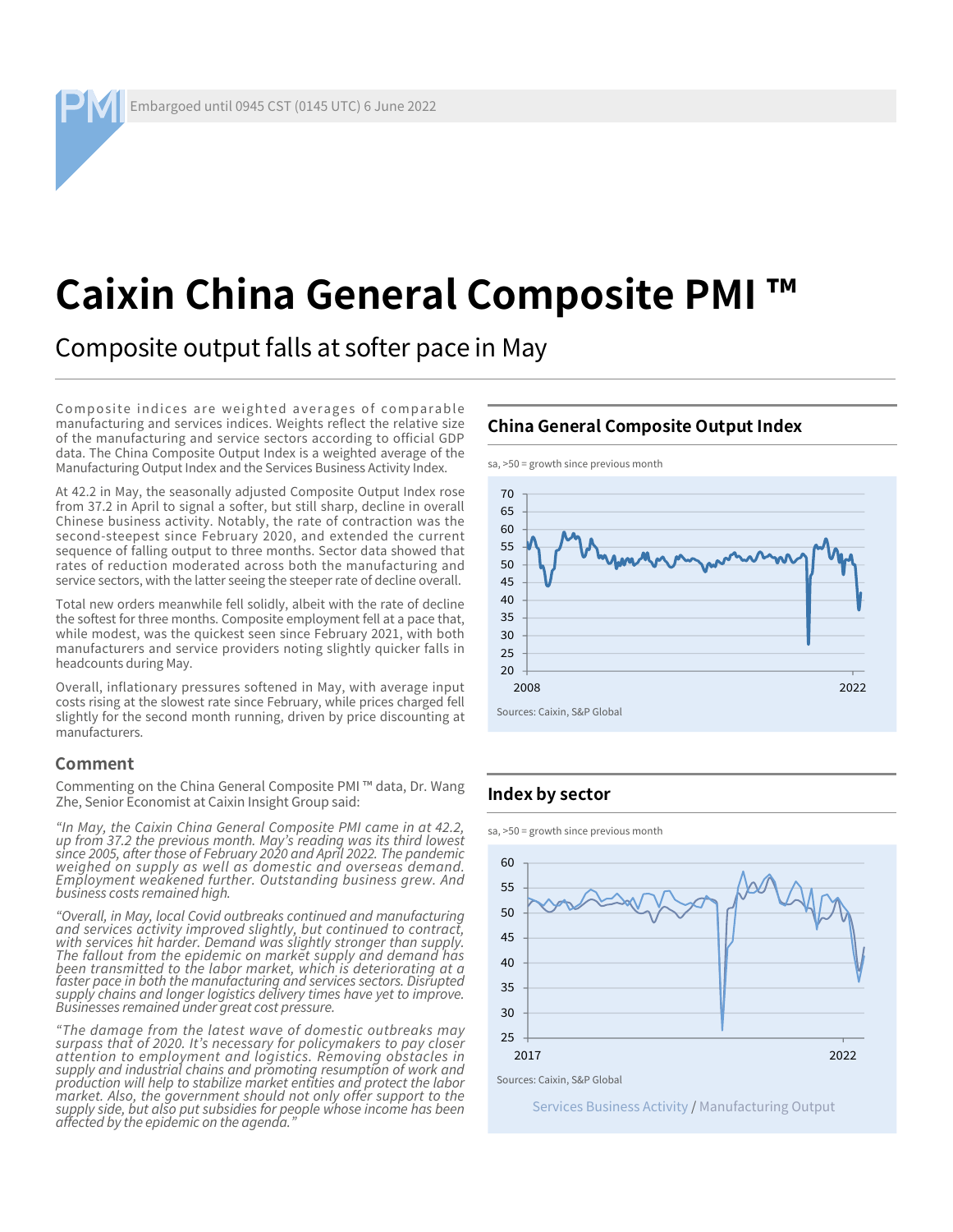Embargoed until 0945 CST (0145 UTC) 6 June 2022

# Caixin China General Composite PMI ™

## Composite output falls at softer pace in May

Composite indices are weighted averages of comparable manufacturing and services indices. Weights reflect the relative size of the manufacturing and service sectors according to official GDP data. The China Composite Output Index is a weighted average of the Manufacturing Output Index and the Services Business Activity Index.

At 42.2 in May, the seasonally adjusted Composite Output Index rose from 37.2 in April to signal a softer, but still sharp, decline in overall Chinese business activity. Notably, the rate of contraction was the second-steepest since February 2020, and extended the current sequence of falling output to three months. Sector data showed that rates of reduction moderated across both the manufacturing and service sectors, with the latter seeing the steeper rate of decline overall.

Total new orders meanwhile fell solidly, albeit with the rate of decline the softest for three months. Composite employment fell at a pace that, while modest, was the quickest seen since February 2021, with both manufacturers and service providers noting slightly quicker falls in headcounts during May.

Overall, inflationary pressures softened in May, with average input costs rising at the slowest rate since February, while prices charged fell slightly for the second month running, driven by price discounting at manufacturers.

### Comment

Commenting on the China General Composite PMI ™ data, Dr. Wang Zhe, Senior Economist at Caixin Insight Group said:

*"In May, the Caixin China General Composite PMI came in at 42.2, up from 37.2 the previous month. May's reading was its third lowest since 2005, after those of February 2020 and April 2022. The pandemic weighed on supply as well as domestic and overseas demand. Employment weakened further. Outstanding business grew. And business costs remained high.*

*"Overall, in May, local Covid outbreaks continued and manufacturing and services activity improved slightly, but continued to contract, with services hit harder. Demand was slightly stronger than supply. The fallout from the epidemic on market supply and demand has been transmitted to the labor market, which is deteriorating at a faster pace in both the manufacturing and services sectors. Disrupted supply chains and longer logistics delivery times have yet to improve. Businesses remained under great cost pressure.*

*"The damage from the latest wave of domestic outbreaks may surpass that of 2020. It's necessary for policymakers to pay closer attention to employment and logistics. Removing obstacles in supply and industrial chains and promoting resumption of work and production will help to stabilize market entities and protect the labor market. Also, the government should not only offer support to the supply side, but also put subsidies for people whose income has been affected by the epidemic on the agenda."*

### China General Composite Output Index

sa, >50 = growth since previous month

Sources: Caixin, S&P Global

### Index by sector

sa, >50 = growth since previous month

Sources: Caixin, S&P Global

Services Business Activity / Manufacturing Output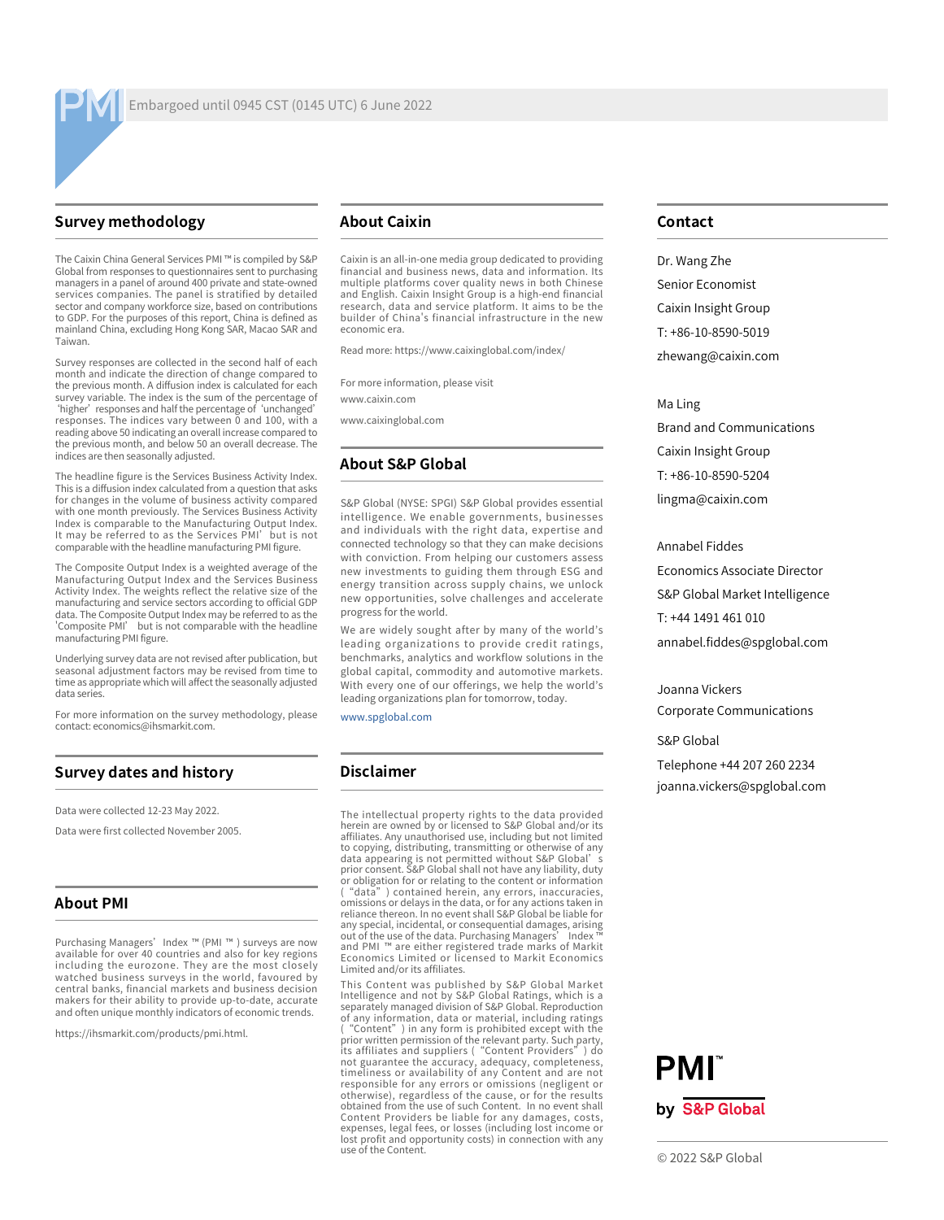Embargoed until 0945 CST (0145 UTC) 6 June 2022

## Survey methodology

The Caixin China General Services PMI ™ is compiled by S&P Global from responses to questionnaires sent to purchasing managers in a panel of around 400 private and state-owned services companies. The panel is stratified by detailed sector and company workforce size, based on contributions to GDP. For the purposes of this report, China is defined as mainland China, excluding Hong Kong SAR, Macao SAR and Taiwan.

Survey responses are collected in the second half of each month and indicate the direction of change compared to the previous month. A diffusion index is calculated for each survey variable. The index is the sum of the percentage of 'higher' responses and half the percentage of 'unchanged' responses. The indices vary between 0 and 100, with a reading above 50 indicating an overall increase compared to the previous month, and below 50 an overall decrease. The indices are then seasonally adjusted.

The headline figure is the Services Business Activity Index. This is a diffusion index calculated from a question that asks for changes in the volume of business activity compared with one month previously. The Services Business Activity Index is comparable to the Manufacturing Output Index. It may be referred to as the Services PMI' but is not comparable with the headline manufacturing PMI figure.

The Composite Output Index is a weighted average of the Manufacturing Output Index and the Services Business Activity Index. The weights reflect the relative size of the manufacturing and service sectors according to official GDP data. The Composite Output Index may be referred to as the 'Composite PMI' but is not comparable with the headline manufacturing PMI figure.

Underlying survey data are not revised after publication, but seasonal adjustment factors may be revised from time to time as appropriate which will affect the seasonally adjusted data series.

For more information on the survey methodology, please contact: economics@ihsmarkit.com.

## Survey dates and history

Data were collected 12-23 May 2022.

Data were first collected November 2005.

## About PMI

Purchasing Managers' Index ™ (PMI ™ ) surveys are now available for over 40 countries and also for key regions including the eurozone. They are the most closely watched business surveys in the world, favoured by central banks, financial markets and business decision makers for their ability to provide up-to-date, accurate and often unique monthly indicators of economic trends.

https://ihsmarkit.com/products/pmi.html.

## About Caixin

Caixin is an all-in-one media group dedicated to providing financial and business news, data and information. Its multiple platforms cover quality news in both Chinese and English. Caixin Insight Group is a high-end financial research, data and service platform. It aims to be the builder of China's financial infrastructure in the new economic era.

Read more: https://www.caixinglobal.com/index/

For more information, please visit

www.caixin.com

www.caixinglobal.com

## About S&P Global

S&P Global (NYSE: SPGI) S&P Global provides essential intelligence. We enable governments, businesses and individuals with the right data, expertise and connected technology so that they can make decisions with conviction. From helping our customers assess new investments to guiding them through ESG and energy transition across supply chains, we unlock new opportunities, solve challenges and accelerate progress for the world.

We are widely sought after by many of the world's leading organizations to provide credit ratings, benchmarks, analytics and workflow solutions in the global capital, commodity and automotive markets. With every one of our offerings, we help the world's leading organizations plan for tomorrow, today.

www.spglobal.com

## Disclaimer

The intellectual property rights to the data provided herein are owned by or licensed to S&P Global and/or its affiliates. Any unauthorised use, including but not limited to copying, distributing, transmitting or otherwise of any data appearing is not permitted without S&P Global's prior consent. S&P Global shall not have any liability, duty or obligation for or relating to the content or information ("data") contained herein, any errors, inaccuracies, omissions or delays in the data, or for any actions taken in reliance thereon. In no event shall S&P Global be liable for any special, incidental, or consequential damages, arising out of the use of the data. Purchasing Managers' Index ™ and PMI ™ are either registered trade marks of Markit Economics Limited or licensed to Markit Economics Limited and/or its affiliates.

This Content was published by S&P Global Market Intelligence and not by S&P Global Ratings, which is a separately managed division of S&P Global. Reproduction of any information, data or material, including ratings ("Content") in any form is prohibited except with the prior written permission of the relevant party. Such party, its affiliates and suppliers ("Content Providers") do not guarantee the accuracy, adequacy, completeness, timeliness or availability of any Content and are not responsible for any errors or omissions (negligent or otherwise), regardless of the cause, or for the results obtained from the use of such Content. In no event shall Content Providers be liable for any damages, costs, expenses, legal fees, or losses (including lost income or lost profit and opportunity costs) in connection with any use of the Content.

## Contact

Dr. Wang Zhe
Senior Economist
Caixin Insight Group
T: +86-10-8590-5019
zhewang@caixin.com

Ma Ling
Brand and Communications
Caixin Insight Group
T: +86-10-8590-5204
lingma@caixin.com

Annabel Fiddes
Economics Associate Director
S&P Global Market Intelligence
T: +44 1491 461 010
annabel.fiddes@spglobal.com

Joanna Vickers
Corporate Communications

S&P Global
Telephone +44 207 260 2234
joanna.vickers@spglobal.com

PMI™ by S&P Global

© 2022 S&P Global